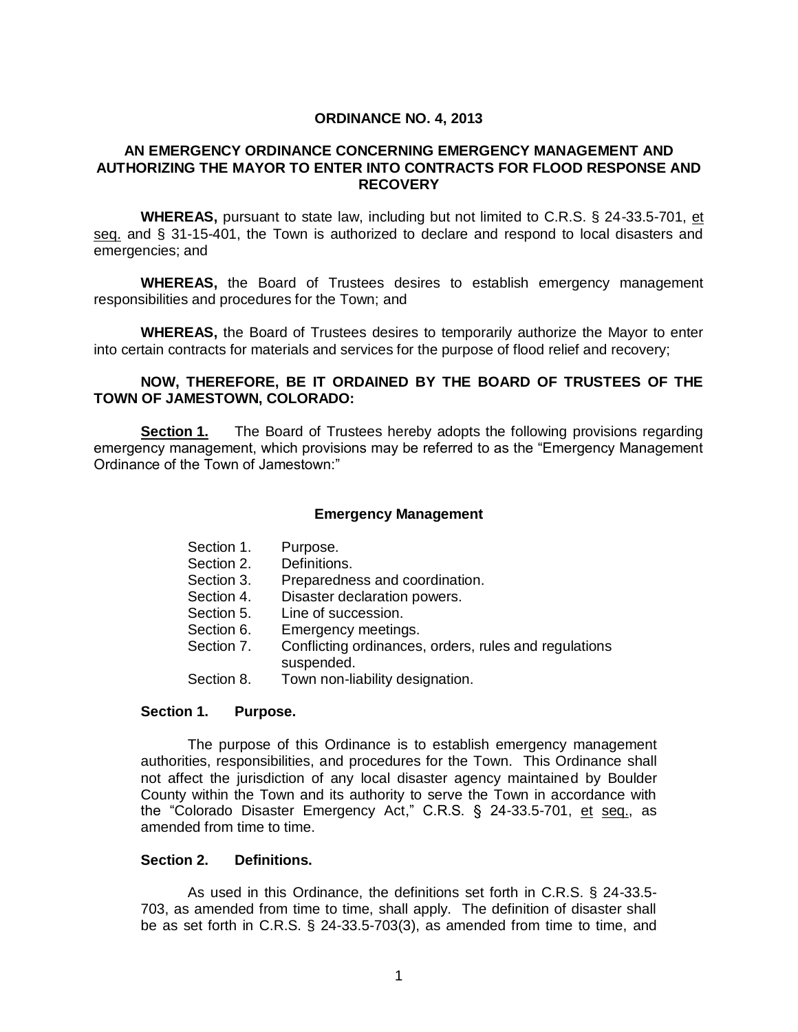**ORDINANCE NO. 4, 2013**

**AN EMERGENCY ORDINANCE CONCERNING EMERGENCY MANAGEMENT AND AUTHORIZING THE MAYOR TO ENTER INTO CONTRACTS FOR FLOOD RESPONSE AND RECOVERY**

**WHEREAS,** pursuant to state law, including but not limited to C.R.S. § 24-33.5-701, et seq. and § 31-15-401, the Town is authorized to declare and respond to local disasters and emergencies; and

**WHEREAS,** the Board of Trustees desires to establish emergency management responsibilities and procedures for the Town; and

**WHEREAS,** the Board of Trustees desires to temporarily authorize the Mayor to enter into certain contracts for materials and services for the purpose of flood relief and recovery;

**NOW, THEREFORE, BE IT ORDAINED BY THE BOARD OF TRUSTEES OF THE TOWN OF JAMESTOWN, COLORADO:**

**Section 1.** The Board of Trustees hereby adopts the following provisions regarding emergency management, which provisions may be referred to as the "Emergency Management Ordinance of the Town of Jamestown:"

**Emergency Management**

Section 1. Purpose.
Section 2. Definitions.
Section 3. Preparedness and coordination.
Section 4. Disaster declaration powers.
Section 5. Line of succession.
Section 6. Emergency meetings.
Section 7. Conflicting ordinances, orders, rules and regulations suspended.
Section 8. Town non-liability designation.

**Section 1. Purpose.**

The purpose of this Ordinance is to establish emergency management authorities, responsibilities, and procedures for the Town. This Ordinance shall not affect the jurisdiction of any local disaster agency maintained by Boulder County within the Town and its authority to serve the Town in accordance with the "Colorado Disaster Emergency Act," C.R.S. § 24-33.5-701, et seq., as amended from time to time.

**Section 2. Definitions.**

As used in this Ordinance, the definitions set forth in C.R.S. § 24-33.5-703, as amended from time to time, shall apply. The definition of disaster shall be as set forth in C.R.S. § 24-33.5-703(3), as amended from time to time, and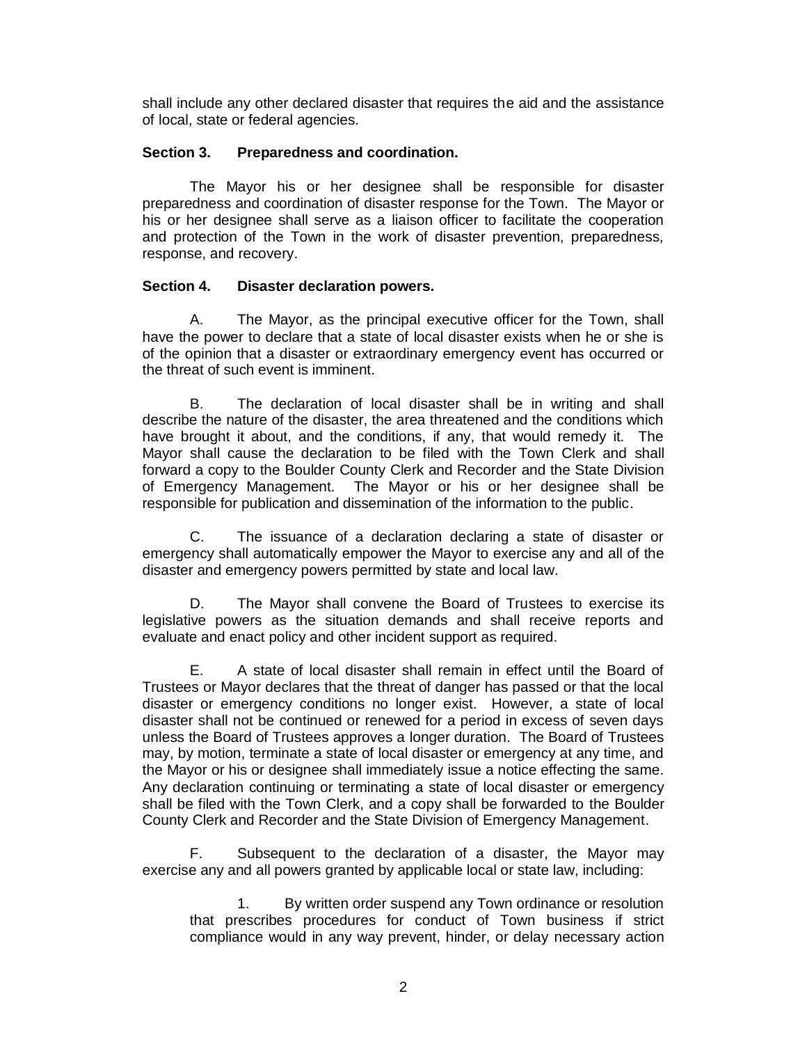shall include any other declared disaster that requires the aid and the assistance of local, state or federal agencies.

**Section 3. Preparedness and coordination.**

The Mayor his or her designee shall be responsible for disaster preparedness and coordination of disaster response for the Town. The Mayor or his or her designee shall serve as a liaison officer to facilitate the cooperation and protection of the Town in the work of disaster prevention, preparedness, response, and recovery.

**Section 4. Disaster declaration powers.**

A. The Mayor, as the principal executive officer for the Town, shall have the power to declare that a state of local disaster exists when he or she is of the opinion that a disaster or extraordinary emergency event has occurred or the threat of such event is imminent.

B. The declaration of local disaster shall be in writing and shall describe the nature of the disaster, the area threatened and the conditions which have brought it about, and the conditions, if any, that would remedy it. The Mayor shall cause the declaration to be filed with the Town Clerk and shall forward a copy to the Boulder County Clerk and Recorder and the State Division of Emergency Management. The Mayor or his or her designee shall be responsible for publication and dissemination of the information to the public.

C. The issuance of a declaration declaring a state of disaster or emergency shall automatically empower the Mayor to exercise any and all of the disaster and emergency powers permitted by state and local law.

D. The Mayor shall convene the Board of Trustees to exercise its legislative powers as the situation demands and shall receive reports and evaluate and enact policy and other incident support as required.

E. A state of local disaster shall remain in effect until the Board of Trustees or Mayor declares that the threat of danger has passed or that the local disaster or emergency conditions no longer exist. However, a state of local disaster shall not be continued or renewed for a period in excess of seven days unless the Board of Trustees approves a longer duration. The Board of Trustees may, by motion, terminate a state of local disaster or emergency at any time, and the Mayor or his or designee shall immediately issue a notice effecting the same. Any declaration continuing or terminating a state of local disaster or emergency shall be filed with the Town Clerk, and a copy shall be forwarded to the Boulder County Clerk and Recorder and the State Division of Emergency Management.

F. Subsequent to the declaration of a disaster, the Mayor may exercise any and all powers granted by applicable local or state law, including:

1. By written order suspend any Town ordinance or resolution that prescribes procedures for conduct of Town business if strict compliance would in any way prevent, hinder, or delay necessary action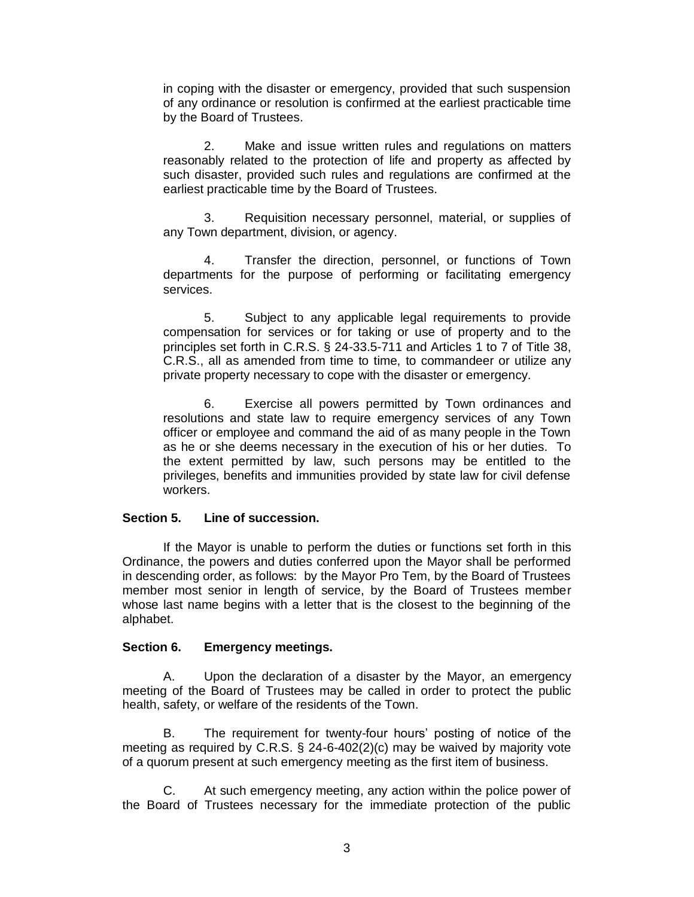in coping with the disaster or emergency, provided that such suspension of any ordinance or resolution is confirmed at the earliest practicable time by the Board of Trustees.

2. Make and issue written rules and regulations on matters reasonably related to the protection of life and property as affected by such disaster, provided such rules and regulations are confirmed at the earliest practicable time by the Board of Trustees.

3. Requisition necessary personnel, material, or supplies of any Town department, division, or agency.

4. Transfer the direction, personnel, or functions of Town departments for the purpose of performing or facilitating emergency services.

5. Subject to any applicable legal requirements to provide compensation for services or for taking or use of property and to the principles set forth in C.R.S. § 24-33.5-711 and Articles 1 to 7 of Title 38, C.R.S., all as amended from time to time, to commandeer or utilize any private property necessary to cope with the disaster or emergency.

6. Exercise all powers permitted by Town ordinances and resolutions and state law to require emergency services of any Town officer or employee and command the aid of as many people in the Town as he or she deems necessary in the execution of his or her duties. To the extent permitted by law, such persons may be entitled to the privileges, benefits and immunities provided by state law for civil defense workers.

**Section 5. Line of succession.**

If the Mayor is unable to perform the duties or functions set forth in this Ordinance, the powers and duties conferred upon the Mayor shall be performed in descending order, as follows: by the Mayor Pro Tem, by the Board of Trustees member most senior in length of service, by the Board of Trustees member whose last name begins with a letter that is the closest to the beginning of the alphabet.

**Section 6. Emergency meetings.**

A. Upon the declaration of a disaster by the Mayor, an emergency meeting of the Board of Trustees may be called in order to protect the public health, safety, or welfare of the residents of the Town.

B. The requirement for twenty-four hours' posting of notice of the meeting as required by C.R.S. § 24-6-402(2)(c) may be waived by majority vote of a quorum present at such emergency meeting as the first item of business.

C. At such emergency meeting, any action within the police power of the Board of Trustees necessary for the immediate protection of the public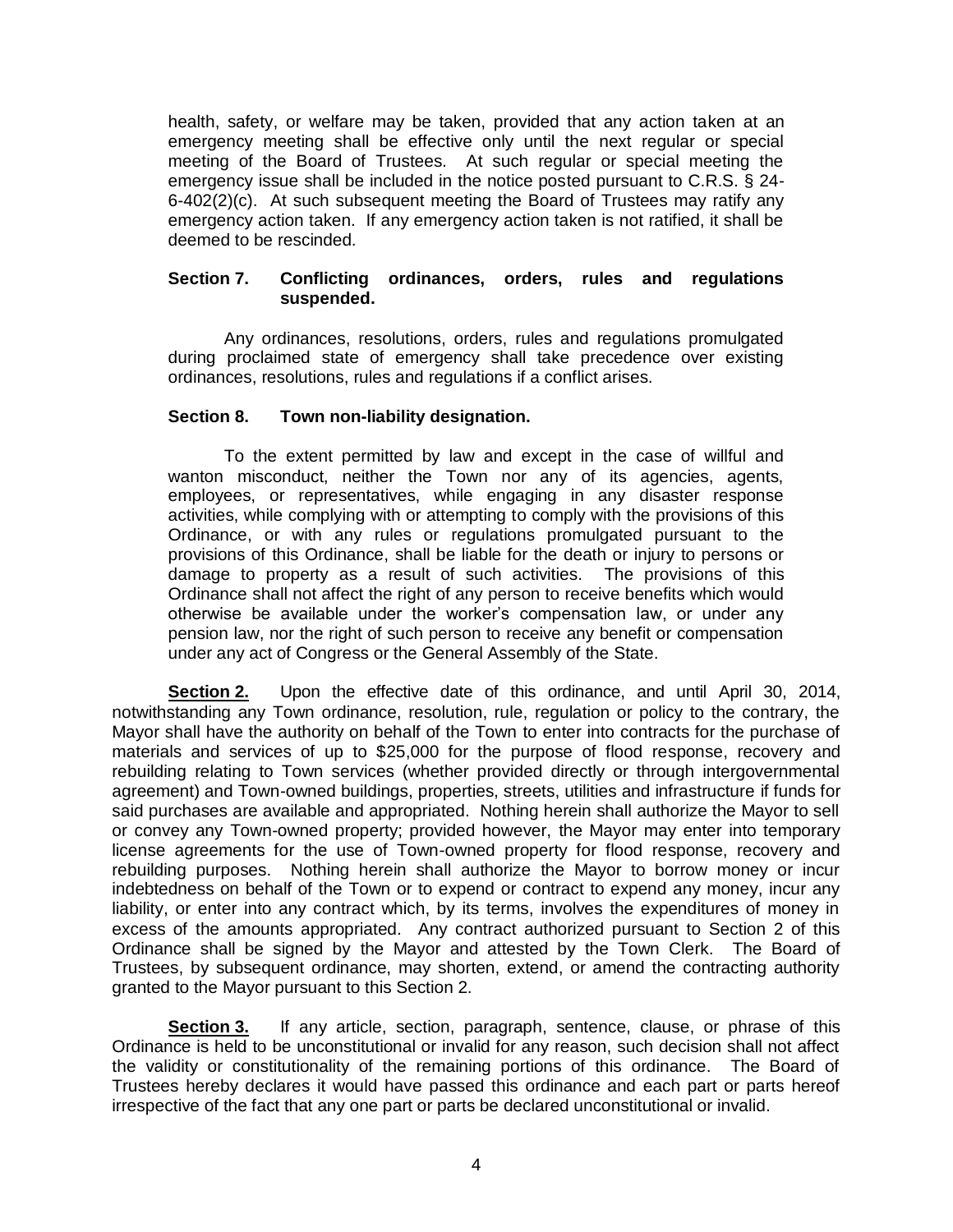health, safety, or welfare may be taken, provided that any action taken at an emergency meeting shall be effective only until the next regular or special meeting of the Board of Trustees. At such regular or special meeting the emergency issue shall be included in the notice posted pursuant to C.R.S. § 24-6-402(2)(c). At such subsequent meeting the Board of Trustees may ratify any emergency action taken. If any emergency action taken is not ratified, it shall be deemed to be rescinded.

**Section 7. Conflicting ordinances, orders, rules and regulations suspended.**

Any ordinances, resolutions, orders, rules and regulations promulgated during proclaimed state of emergency shall take precedence over existing ordinances, resolutions, rules and regulations if a conflict arises.

**Section 8. Town non-liability designation.**

To the extent permitted by law and except in the case of willful and wanton misconduct, neither the Town nor any of its agencies, agents, employees, or representatives, while engaging in any disaster response activities, while complying with or attempting to comply with the provisions of this Ordinance, or with any rules or regulations promulgated pursuant to the provisions of this Ordinance, shall be liable for the death or injury to persons or damage to property as a result of such activities. The provisions of this Ordinance shall not affect the right of any person to receive benefits which would otherwise be available under the worker's compensation law, or under any pension law, nor the right of such person to receive any benefit or compensation under any act of Congress or the General Assembly of the State.

**Section 2.** Upon the effective date of this ordinance, and until April 30, 2014, notwithstanding any Town ordinance, resolution, rule, regulation or policy to the contrary, the Mayor shall have the authority on behalf of the Town to enter into contracts for the purchase of materials and services of up to $25,000 for the purpose of flood response, recovery and rebuilding relating to Town services (whether provided directly or through intergovernmental agreement) and Town-owned buildings, properties, streets, utilities and infrastructure if funds for said purchases are available and appropriated. Nothing herein shall authorize the Mayor to sell or convey any Town-owned property; provided however, the Mayor may enter into temporary license agreements for the use of Town-owned property for flood response, recovery and rebuilding purposes. Nothing herein shall authorize the Mayor to borrow money or incur indebtedness on behalf of the Town or to expend or contract to expend any money, incur any liability, or enter into any contract which, by its terms, involves the expenditures of money in excess of the amounts appropriated. Any contract authorized pursuant to Section 2 of this Ordinance shall be signed by the Mayor and attested by the Town Clerk. The Board of Trustees, by subsequent ordinance, may shorten, extend, or amend the contracting authority granted to the Mayor pursuant to this Section 2.

**Section 3.** If any article, section, paragraph, sentence, clause, or phrase of this Ordinance is held to be unconstitutional or invalid for any reason, such decision shall not affect the validity or constitutionality of the remaining portions of this ordinance. The Board of Trustees hereby declares it would have passed this ordinance and each part or parts hereof irrespective of the fact that any one part or parts be declared unconstitutional or invalid.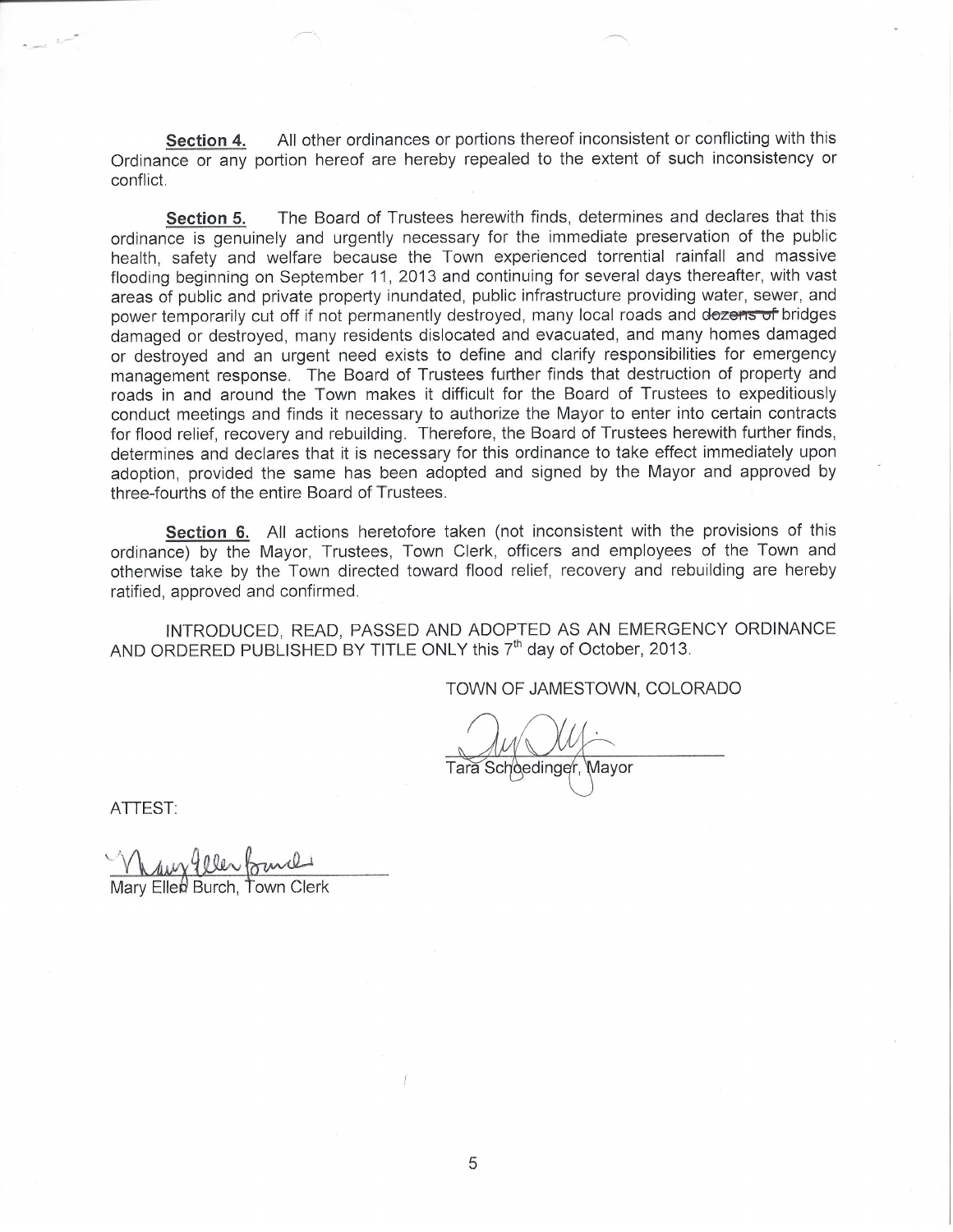**Section 4.** All other ordinances or portions thereof inconsistent or conflicting with this Ordinance or any portion hereof are hereby repealed to the extent of such inconsistency or conflict.

**Section 5.** The Board of Trustees herewith finds, determines and declares that this ordinance is genuinely and urgently necessary for the immediate preservation of the public health, safety and welfare because the Town experienced torrential rainfall and massive flooding beginning on September 11, 2013 and continuing for several days thereafter, with vast areas of public and private property inundated, public infrastructure providing water, sewer, and power temporarily cut off if not permanently destroyed, many local roads and ~~dozens of~~ bridges damaged or destroyed, many residents dislocated and evacuated, and many homes damaged or destroyed and an urgent need exists to define and clarify responsibilities for emergency management response. The Board of Trustees further finds that destruction of property and roads in and around the Town makes it difficult for the Board of Trustees to expeditiously conduct meetings and finds it necessary to authorize the Mayor to enter into certain contracts for flood relief, recovery and rebuilding. Therefore, the Board of Trustees herewith further finds, determines and declares that it is necessary for this ordinance to take effect immediately upon adoption, provided the same has been adopted and signed by the Mayor and approved by three-fourths of the entire Board of Trustees.

**Section 6.** All actions heretofore taken (not inconsistent with the provisions of this ordinance) by the Mayor, Trustees, Town Clerk, officers and employees of the Town and otherwise take by the Town directed toward flood relief, recovery and rebuilding are hereby ratified, approved and confirmed.

INTRODUCED, READ, PASSED AND ADOPTED AS AN EMERGENCY ORDINANCE AND ORDERED PUBLISHED BY TITLE ONLY this 7th day of October, 2013.

TOWN OF JAMESTOWN, COLORADO

Tara Schoedinger, Mayor

ATTEST:

Mary Ellen Burch, Town Clerk